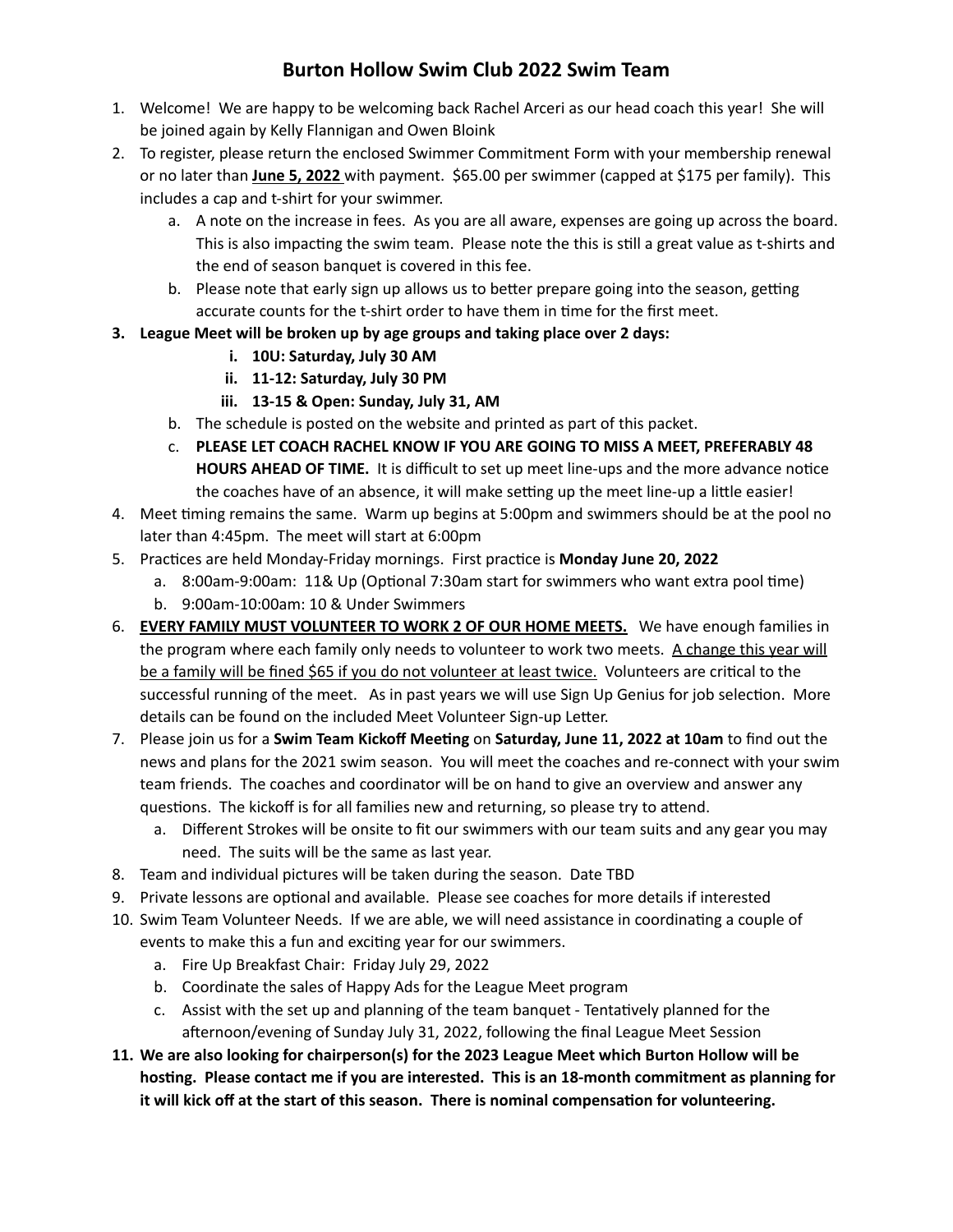# Burton Hollow Swim Club 2022 Swim Team

1. Welcome! We are happy to be welcoming back Rachel Arceri as our head coach this year! She will be joined again by Kelly Flannigan and Owen Bloink
2. To register, please return the enclosed Swimmer Commitment Form with your membership renewal or no later than **<u>June 5, 2022</u>** with payment. $65.00 per swimmer (capped at $175 per family). This includes a cap and t-shirt for your swimmer.
   a. A note on the increase in fees. As you are all aware, expenses are going up across the board. This is also impacting the swim team. Please note the this is still a great value as t-shirts and the end of season banquet is covered in this fee.
   b. Please note that early sign up allows us to better prepare going into the season, getting accurate counts for the t-shirt order to have them in time for the first meet.
3. **League Meet will be broken up by age groups and taking place over 2 days:**
      i. **10U: Saturday, July 30 AM**
      ii. **11-12: Saturday, July 30 PM**
      iii. **13-15 & Open: Sunday, July 31, AM**
   b. The schedule is posted on the website and printed as part of this packet.
   c. **PLEASE LET COACH RACHEL KNOW IF YOU ARE GOING TO MISS A MEET, PREFERABLY 48 HOURS AHEAD OF TIME.** It is difficult to set up meet line-ups and the more advance notice the coaches have of an absence, it will make setting up the meet line-up a little easier!
4. Meet timing remains the same. Warm up begins at 5:00pm and swimmers should be at the pool no later than 4:45pm. The meet will start at 6:00pm
5. Practices are held Monday-Friday mornings. First practice is **Monday June 20, 2022**
   a. 8:00am-9:00am: 11& Up (Optional 7:30am start for swimmers who want extra pool time)
   b. 9:00am-10:00am: 10 & Under Swimmers
6. **<u>EVERY FAMILY MUST VOLUNTEER TO WORK 2 OF OUR HOME MEETS.</u>** We have enough families in the program where each family only needs to volunteer to work two meets. <u>A change this year will be a family will be fined $65 if you do not volunteer at least twice.</u> Volunteers are critical to the successful running of the meet. As in past years we will use Sign Up Genius for job selection. More details can be found on the included Meet Volunteer Sign-up Letter.
7. Please join us for a **Swim Team Kickoff Meeting** on **Saturday, June 11, 2022 at 10am** to find out the news and plans for the 2021 swim season. You will meet the coaches and re-connect with your swim team friends. The coaches and coordinator will be on hand to give an overview and answer any questions. The kickoff is for all families new and returning, so please try to attend.
   a. Different Strokes will be onsite to fit our swimmers with our team suits and any gear you may need. The suits will be the same as last year.
8. Team and individual pictures will be taken during the season. Date TBD
9. Private lessons are optional and available. Please see coaches for more details if interested
10. Swim Team Volunteer Needs. If we are able, we will need assistance in coordinating a couple of events to make this a fun and exciting year for our swimmers.
    a. Fire Up Breakfast Chair: Friday July 29, 2022
    b. Coordinate the sales of Happy Ads for the League Meet program
    c. Assist with the set up and planning of the team banquet - Tentatively planned for the afternoon/evening of Sunday July 31, 2022, following the final League Meet Session
11. **We are also looking for chairperson(s) for the 2023 League Meet which Burton Hollow will be hosting. Please contact me if you are interested. This is an 18-month commitment as planning for it will kick off at the start of this season. There is nominal compensation for volunteering.**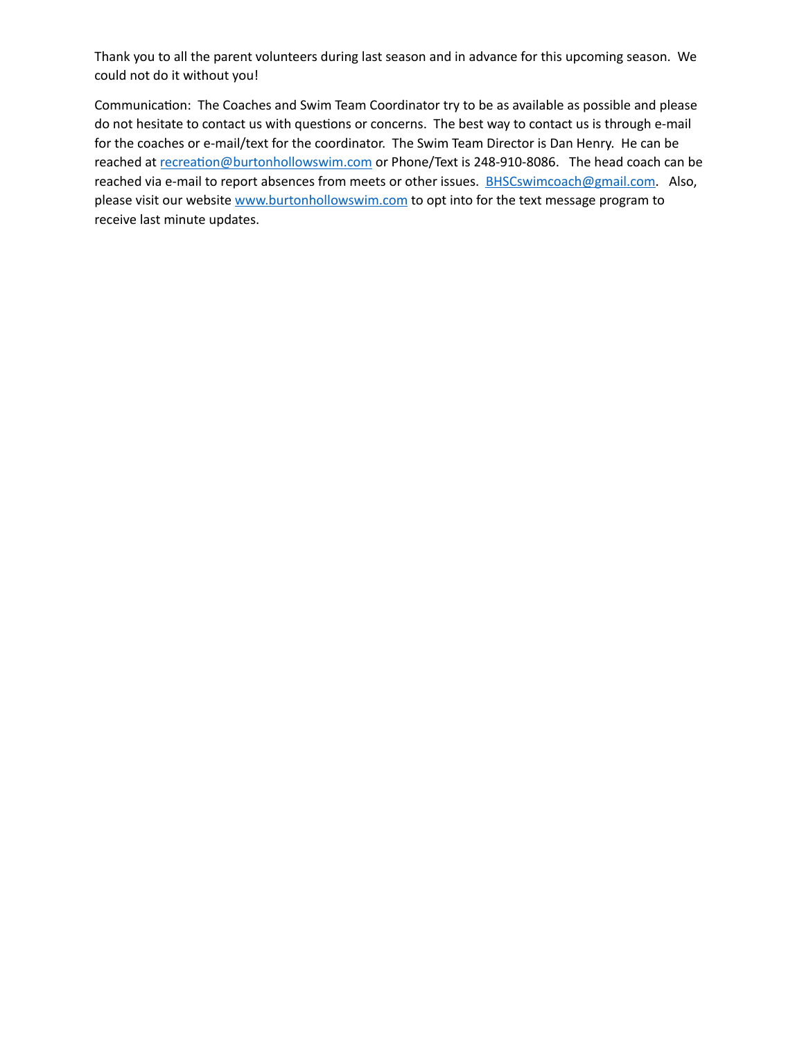Thank you to all the parent volunteers during last season and in advance for this upcoming season. We could not do it without you!

Communication: The Coaches and Swim Team Coordinator try to be as available as possible and please do not hesitate to contact us with questions or concerns. The best way to contact us is through e-mail for the coaches or e-mail/text for the coordinator. The Swim Team Director is Dan Henry. He can be reached at recreation@burtonhollowswim.com or Phone/Text is 248-910-8086. The head coach can be reached via e-mail to report absences from meets or other issues. BHSCswimcoach@gmail.com. Also, please visit our website www.burtonhollowswim.com to opt into for the text message program to receive last minute updates.